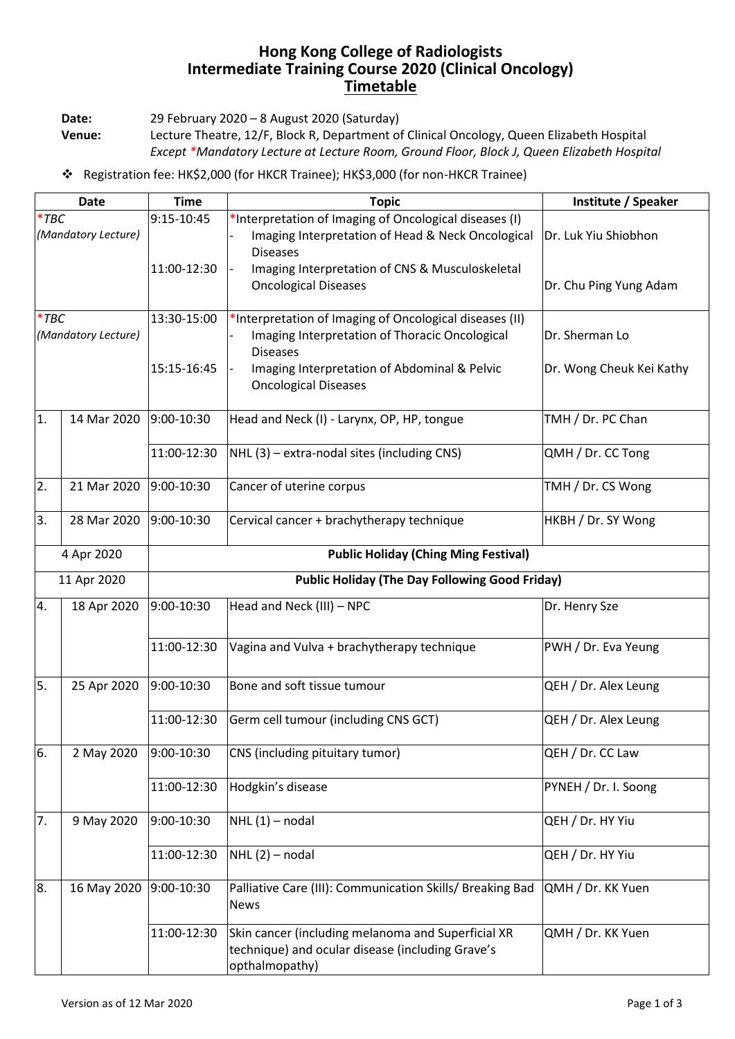# Hong Kong College of Radiologists
# Intermediate Training Course 2020 (Clinical Oncology)
## Timetable

**Date:** 29 February 2020 – 8 August 2020 (Saturday)

**Venue:** Lecture Theatre, 12/F, Block R, Department of Clinical Oncology, Queen Elizabeth Hospital
*Except *Mandatory Lecture at Lecture Room, Ground Floor, Block J, Queen Elizabeth Hospital*

❖ Registration fee: HK$2,000 (for HKCR Trainee); HK$3,000 (for non-HKCR Trainee)

| Date | | Time | Topic | Institute / Speaker |
|---|---|---|---|---|
| *TBC *(Mandatory Lecture)* | | 9:15-10:45 | *Interpretation of Imaging of Oncological diseases (I)<br>- Imaging Interpretation of Head & Neck Oncological Diseases | Dr. Luk Yiu Shiobhon |
| | | 11:00-12:30 | - Imaging Interpretation of CNS & Musculoskeletal Oncological Diseases | Dr. Chu Ping Yung Adam |
| *TBC *(Mandatory Lecture)* | | 13:30-15:00 | *Interpretation of Imaging of Oncological diseases (II)<br>- Imaging Interpretation of Thoracic Oncological Diseases | Dr. Sherman Lo |
| | | 15:15-16:45 | - Imaging Interpretation of Abdominal & Pelvic Oncological Diseases | Dr. Wong Cheuk Kei Kathy |
| 1. | 14 Mar 2020 | 9:00-10:30 | Head and Neck (I) - Larynx, OP, HP, tongue | TMH / Dr. PC Chan |
| | | 11:00-12:30 | NHL (3) – extra-nodal sites (including CNS) | QMH / Dr. CC Tong |
| 2. | 21 Mar 2020 | 9:00-10:30 | Cancer of uterine corpus | TMH / Dr. CS Wong |
| 3. | 28 Mar 2020 | 9:00-10:30 | Cervical cancer + brachytherapy technique | HKBH / Dr. SY Wong |
| 4 Apr 2020 | | **Public Holiday (Ching Ming Festival)** | | |
| 11 Apr 2020 | | **Public Holiday (The Day Following Good Friday)** | | |
| 4. | 18 Apr 2020 | 9:00-10:30 | Head and Neck (III) – NPC | Dr. Henry Sze |
| | | 11:00-12:30 | Vagina and Vulva + brachytherapy technique | PWH / Dr. Eva Yeung |
| 5. | 25 Apr 2020 | 9:00-10:30 | Bone and soft tissue tumour | QEH / Dr. Alex Leung |
| | | 11:00-12:30 | Germ cell tumour (including CNS GCT) | QEH / Dr. Alex Leung |
| 6. | 2 May 2020 | 9:00-10:30 | CNS (including pituitary tumor) | QEH / Dr. CC Law |
| | | 11:00-12:30 | Hodgkin's disease | PYNEH / Dr. I. Soong |
| 7. | 9 May 2020 | 9:00-10:30 | NHL (1) – nodal | QEH / Dr. HY Yiu |
| | | 11:00-12:30 | NHL (2) – nodal | QEH / Dr. HY Yiu |
| 8. | 16 May 2020 | 9:00-10:30 | Palliative Care (III): Communication Skills/ Breaking Bad News | QMH / Dr. KK Yuen |
| | | 11:00-12:30 | Skin cancer (including melanoma and Superficial XR technique) and ocular disease (including Grave's opthalmopathy) | QMH / Dr. KK Yuen |

Version as of 12 Mar 2020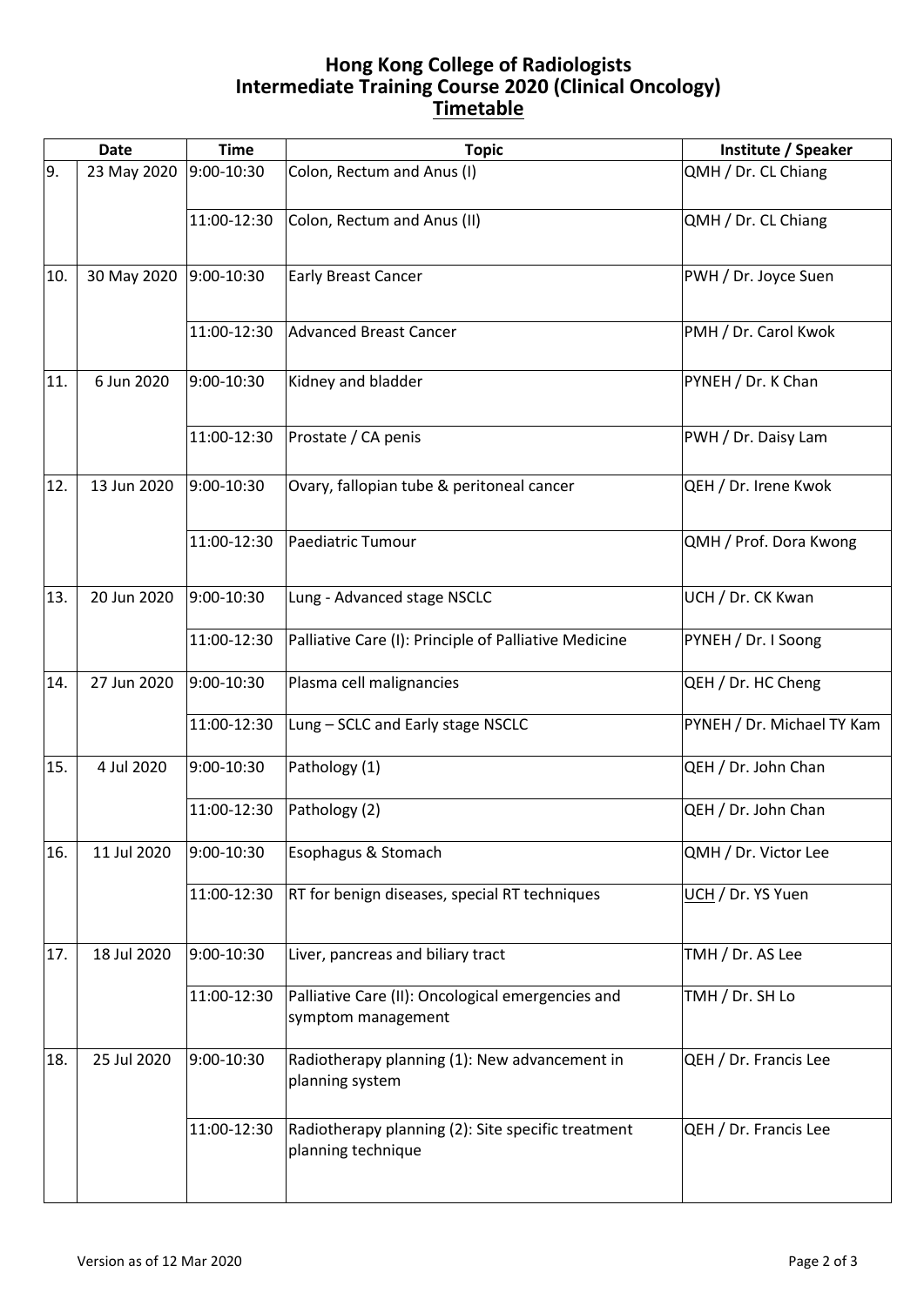# Hong Kong College of Radiologists
# Intermediate Training Course 2020 (Clinical Oncology)
## Timetable

| Date | | Time | Topic | Institute / Speaker |
|---|---|---|---|---|
| 9. | 23 May 2020 | 9:00-10:30 | Colon, Rectum and Anus (I) | QMH / Dr. CL Chiang |
| | | 11:00-12:30 | Colon, Rectum and Anus (II) | QMH / Dr. CL Chiang |
| 10. | 30 May 2020 | 9:00-10:30 | Early Breast Cancer | PWH / Dr. Joyce Suen |
| | | 11:00-12:30 | Advanced Breast Cancer | PMH / Dr. Carol Kwok |
| 11. | 6 Jun 2020 | 9:00-10:30 | Kidney and bladder | PYNEH / Dr. K Chan |
| | | 11:00-12:30 | Prostate / CA penis | PWH / Dr. Daisy Lam |
| 12. | 13 Jun 2020 | 9:00-10:30 | Ovary, fallopian tube & peritoneal cancer | QEH / Dr. Irene Kwok |
| | | 11:00-12:30 | Paediatric Tumour | QMH / Prof. Dora Kwong |
| 13. | 20 Jun 2020 | 9:00-10:30 | Lung - Advanced stage NSCLC | UCH / Dr. CK Kwan |
| | | 11:00-12:30 | Palliative Care (I): Principle of Palliative Medicine | PYNEH / Dr. I Soong |
| 14. | 27 Jun 2020 | 9:00-10:30 | Plasma cell malignancies | QEH / Dr. HC Cheng |
| | | 11:00-12:30 | Lung – SCLC and Early stage NSCLC | PYNEH / Dr. Michael TY Kam |
| 15. | 4 Jul 2020 | 9:00-10:30 | Pathology (1) | QEH / Dr. John Chan |
| | | 11:00-12:30 | Pathology (2) | QEH / Dr. John Chan |
| 16. | 11 Jul 2020 | 9:00-10:30 | Esophagus & Stomach | QMH / Dr. Victor Lee |
| | | 11:00-12:30 | RT for benign diseases, special RT techniques | UCH / Dr. YS Yuen |
| 17. | 18 Jul 2020 | 9:00-10:30 | Liver, pancreas and biliary tract | TMH / Dr. AS Lee |
| | | 11:00-12:30 | Palliative Care (II): Oncological emergencies and symptom management | TMH / Dr. SH Lo |
| 18. | 25 Jul 2020 | 9:00-10:30 | Radiotherapy planning (1): New advancement in planning system | QEH / Dr. Francis Lee |
| | | 11:00-12:30 | Radiotherapy planning (2): Site specific treatment planning technique | QEH / Dr. Francis Lee |

Version as of 12 Mar 2020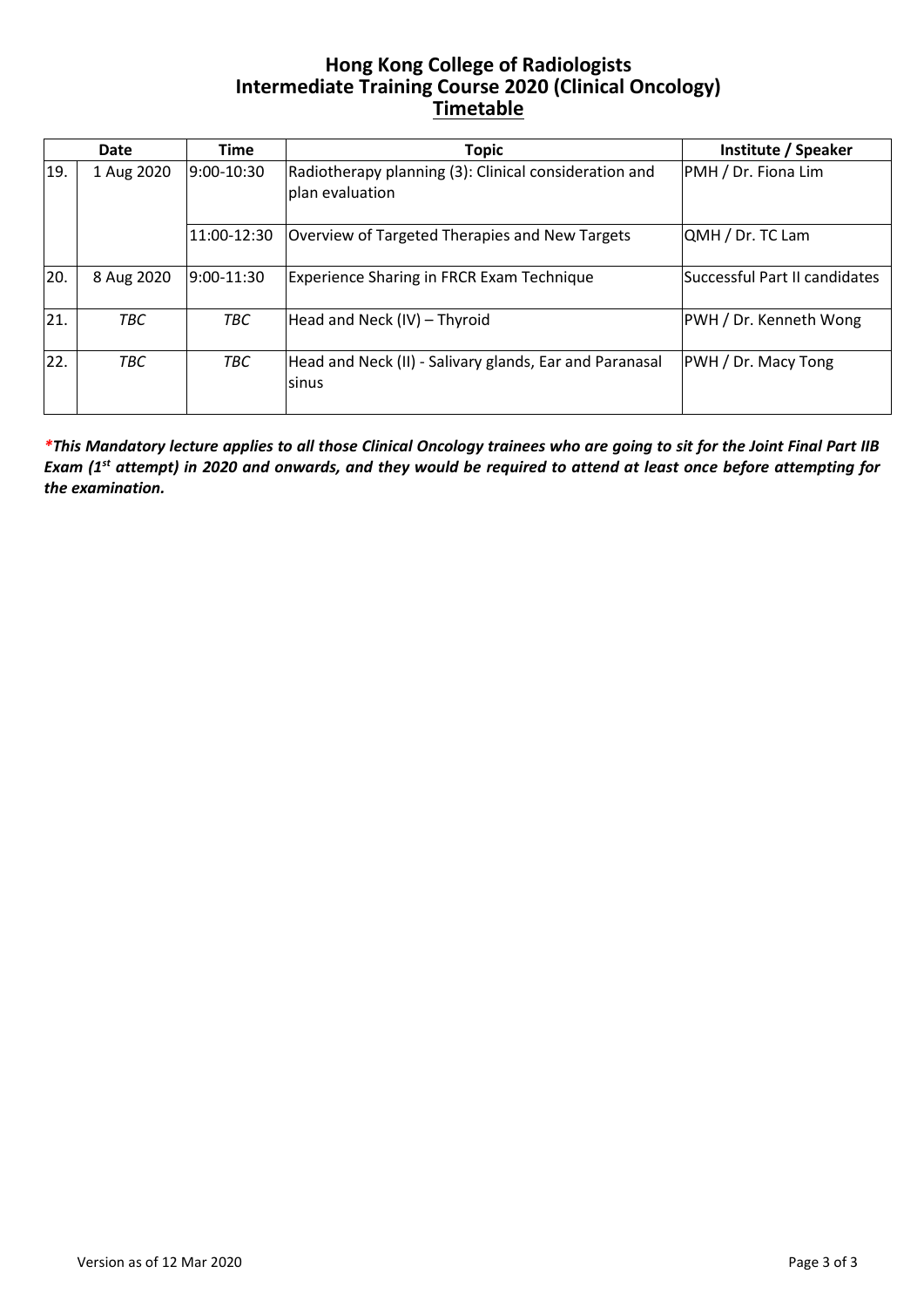## Hong Kong College of Radiologists
## Intermediate Training Course 2020 (Clinical Oncology)
## Timetable

| Date | | Time | Topic | Institute / Speaker |
|---|---|---|---|---|
| 19. | 1 Aug 2020 | 9:00-10:30 | Radiotherapy planning (3): Clinical consideration and plan evaluation | PMH / Dr. Fiona Lim |
| | | 11:00-12:30 | Overview of Targeted Therapies and New Targets | QMH / Dr. TC Lam |
| 20. | 8 Aug 2020 | 9:00-11:30 | Experience Sharing in FRCR Exam Technique | Successful Part II candidates |
| 21. | *TBC* | *TBC* | Head and Neck (IV) – Thyroid | PWH / Dr. Kenneth Wong |
| 22. | *TBC* | *TBC* | Head and Neck (II) - Salivary glands, Ear and Paranasal sinus | PWH / Dr. Macy Tong |

***This Mandatory lecture applies to all those Clinical Oncology trainees who are going to sit for the Joint Final Part IIB Exam (1st attempt) in 2020 and onwards, and they would be required to attend at least once before attempting for the examination.***

Version as of 12 Mar 2020